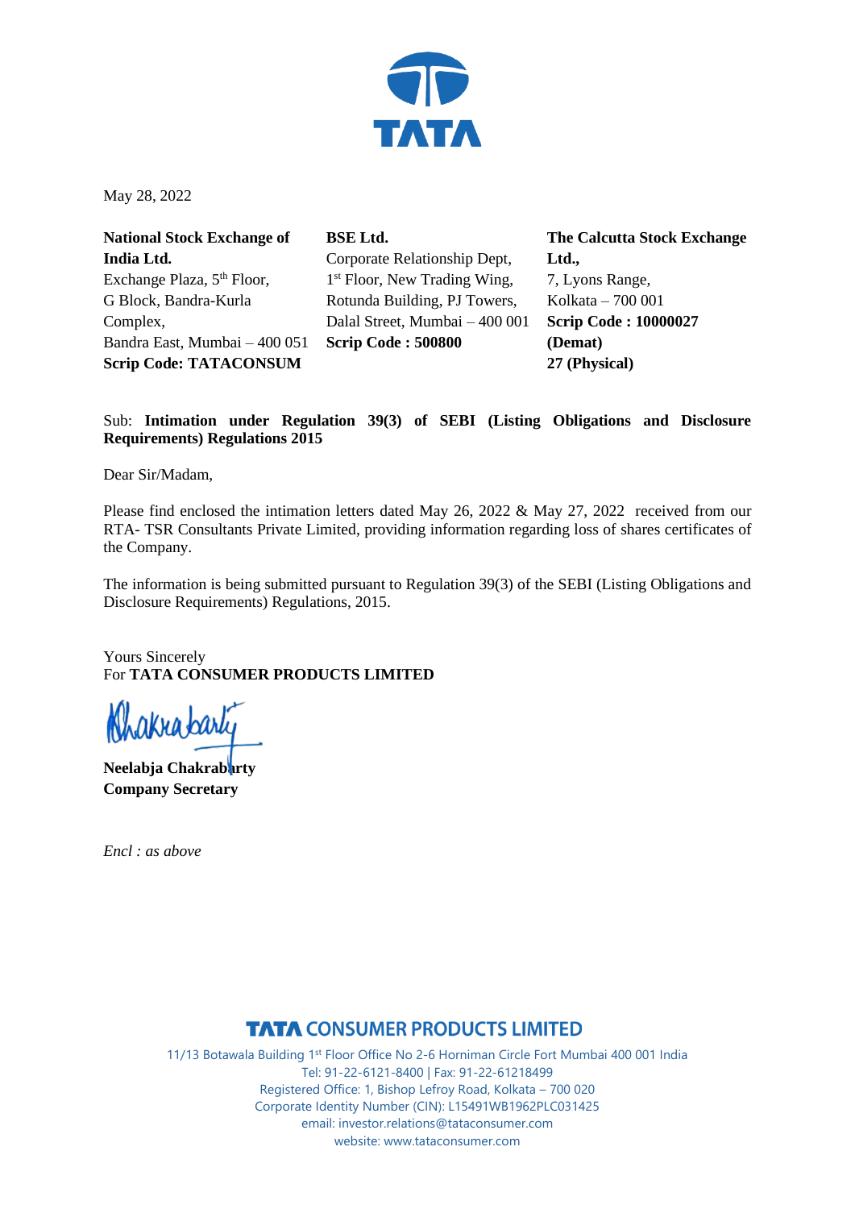May 28, 2022

**National Stock Exchange of India Ltd.**
Exchange Plaza, 5th Floor,
G Block, Bandra-Kurla Complex,
Bandra East, Mumbai – 400 051
**Scrip Code: TATACONSUM**

**BSE Ltd.**
Corporate Relationship Dept,
1st Floor, New Trading Wing,
Rotunda Building, PJ Towers,
Dalal Street, Mumbai – 400 001
**Scrip Code : 500800**

**The Calcutta Stock Exchange Ltd.,**
7, Lyons Range,
Kolkata – 700 001
**Scrip Code : 10000027 (Demat)**
**27 (Physical)**

Sub: **Intimation under Regulation 39(3) of SEBI (Listing Obligations and Disclosure Requirements) Regulations 2015**

Dear Sir/Madam,

Please find enclosed the intimation letters dated May 26, 2022 & May 27, 2022 received from our RTA- TSR Consultants Private Limited, providing information regarding loss of shares certificates of the Company.

The information is being submitted pursuant to Regulation 39(3) of the SEBI (Listing Obligations and Disclosure Requirements) Regulations, 2015.

Yours Sincerely
For **TATA CONSUMER PRODUCTS LIMITED**

**Neelabja Chakrabarty**
**Company Secretary**

*Encl : as above*

**TATA CONSUMER PRODUCTS LIMITED**
11/13 Botawala Building 1st Floor Office No 2-6 Horniman Circle Fort Mumbai 400 001 India
Tel: 91-22-6121-8400 | Fax: 91-22-61218499
Registered Office: 1, Bishop Lefroy Road, Kolkata – 700 020
Corporate Identity Number (CIN): L15491WB1962PLC031425
email: investor.relations@tataconsumer.com
website: www.tataconsumer.com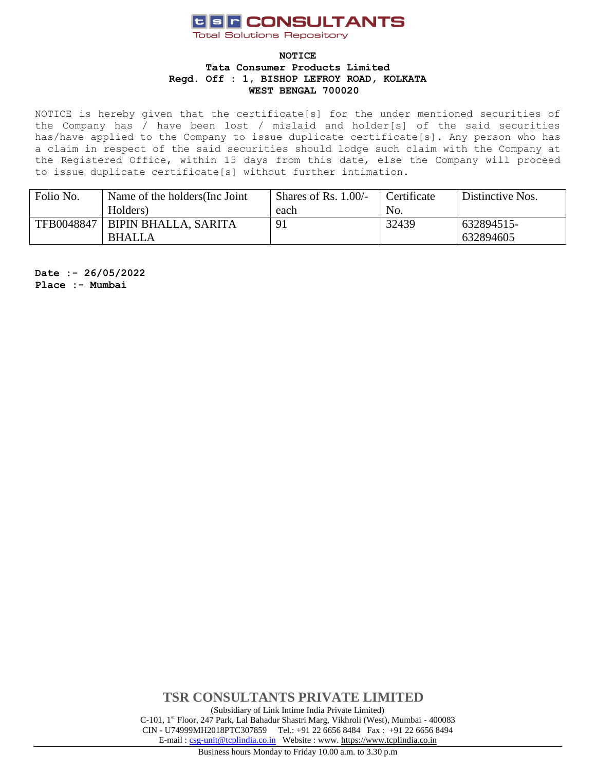**tsr CONSULTANTS**
Total Solutions Repository

**NOTICE**
**Tata Consumer Products Limited**
**Regd. Off : 1, BISHOP LEFROY ROAD, KOLKATA**
**WEST BENGAL 700020**

NOTICE is hereby given that the certificate[s] for the under mentioned securities of the Company has / have been lost / mislaid and holder[s] of the said securities has/have applied to the Company to issue duplicate certificate[s]. Any person who has a claim in respect of the said securities should lodge such claim with the Company at the Registered Office, within 15 days from this date, else the Company will proceed to issue duplicate certificate[s] without further intimation.

| Folio No. | Name of the holders(Inc Joint Holders) | Shares of Rs. 1.00/- each | Certificate No. | Distinctive Nos. |
|---|---|---|---|---|
| TFB0048847 | BIPIN BHALLA, SARITA BHALLA | 91 | 32439 | 632894515-632894605 |

**Date :- 26/05/2022**
**Place :- Mumbai**

**TSR CONSULTANTS PRIVATE LIMITED**
(Subsidiary of Link Intime India Private Limited)
C-101, 1st Floor, 247 Park, Lal Bahadur Shastri Marg, Vikhroli (West), Mumbai - 400083
CIN - U74999MH2018PTC307859 Tel.: +91 22 6656 8484 Fax : +91 22 6656 8494
E-mail : csg-unit@tcplindia.co.in Website : www. https://www.tcplindia.co.in

Business hours Monday to Friday 10.00 a.m. to 3.30 p.m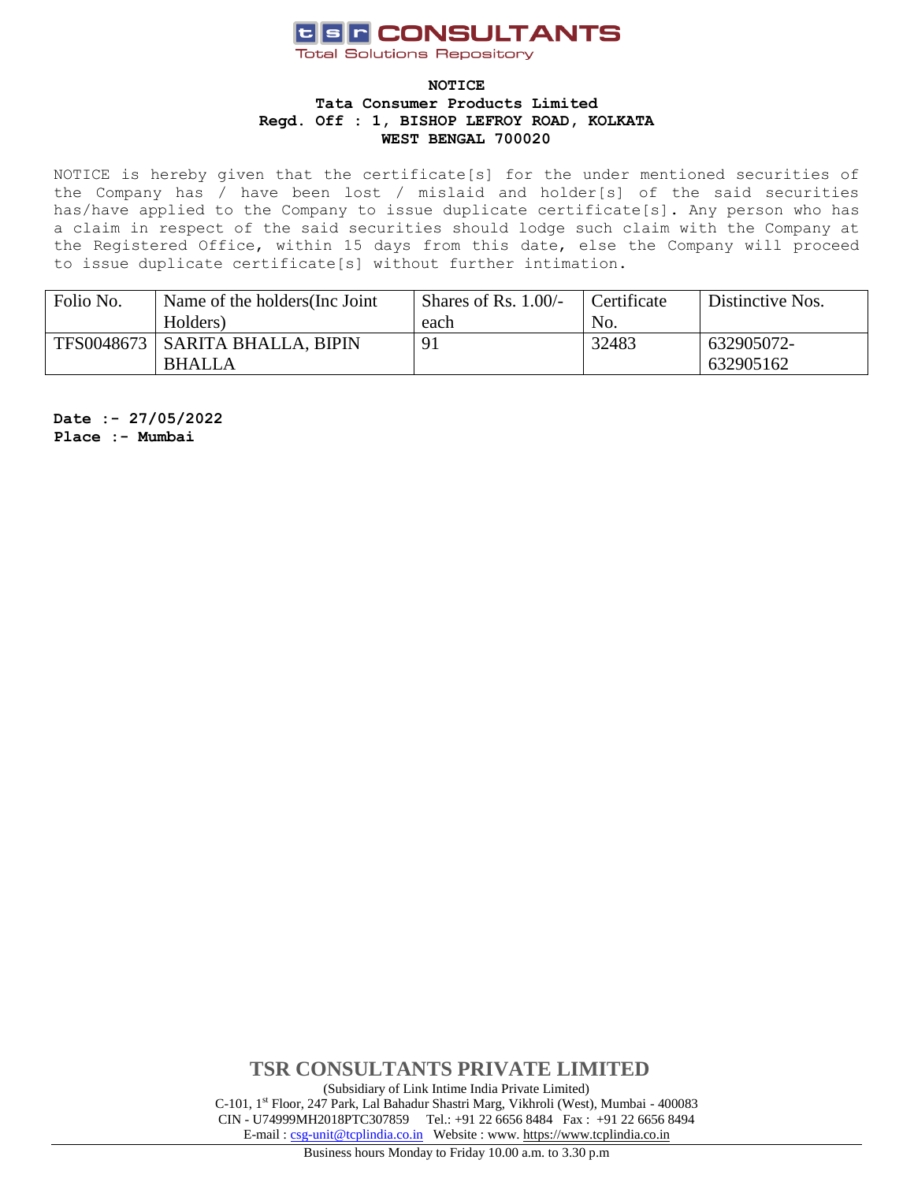**tsr CONSULTANTS**
Total Solutions Repository

**NOTICE**
**Tata Consumer Products Limited**
**Regd. Off : 1, BISHOP LEFROY ROAD, KOLKATA**
**WEST BENGAL 700020**

NOTICE is hereby given that the certificate[s] for the under mentioned securities of the Company has / have been lost / mislaid and holder[s] of the said securities has/have applied to the Company to issue duplicate certificate[s]. Any person who has a claim in respect of the said securities should lodge such claim with the Company at the Registered Office, within 15 days from this date, else the Company will proceed to issue duplicate certificate[s] without further intimation.

| Folio No. | Name of the holders(Inc Joint Holders) | Shares of Rs. 1.00/- each | Certificate No. | Distinctive Nos. |
|---|---|---|---|---|
| TFS0048673 | SARITA BHALLA, BIPIN BHALLA | 91 | 32483 | 632905072-632905162 |

**Date :- 27/05/2022**
**Place :- Mumbai**

**TSR CONSULTANTS PRIVATE LIMITED**
(Subsidiary of Link Intime India Private Limited)
C-101, 1st Floor, 247 Park, Lal Bahadur Shastri Marg, Vikhroli (West), Mumbai - 400083
CIN - U74999MH2018PTC307859 Tel.: +91 22 6656 8484 Fax : +91 22 6656 8494
E-mail : csg-unit@tcplindia.co.in Website : www. https://www.tcplindia.co.in

Business hours Monday to Friday 10.00 a.m. to 3.30 p.m